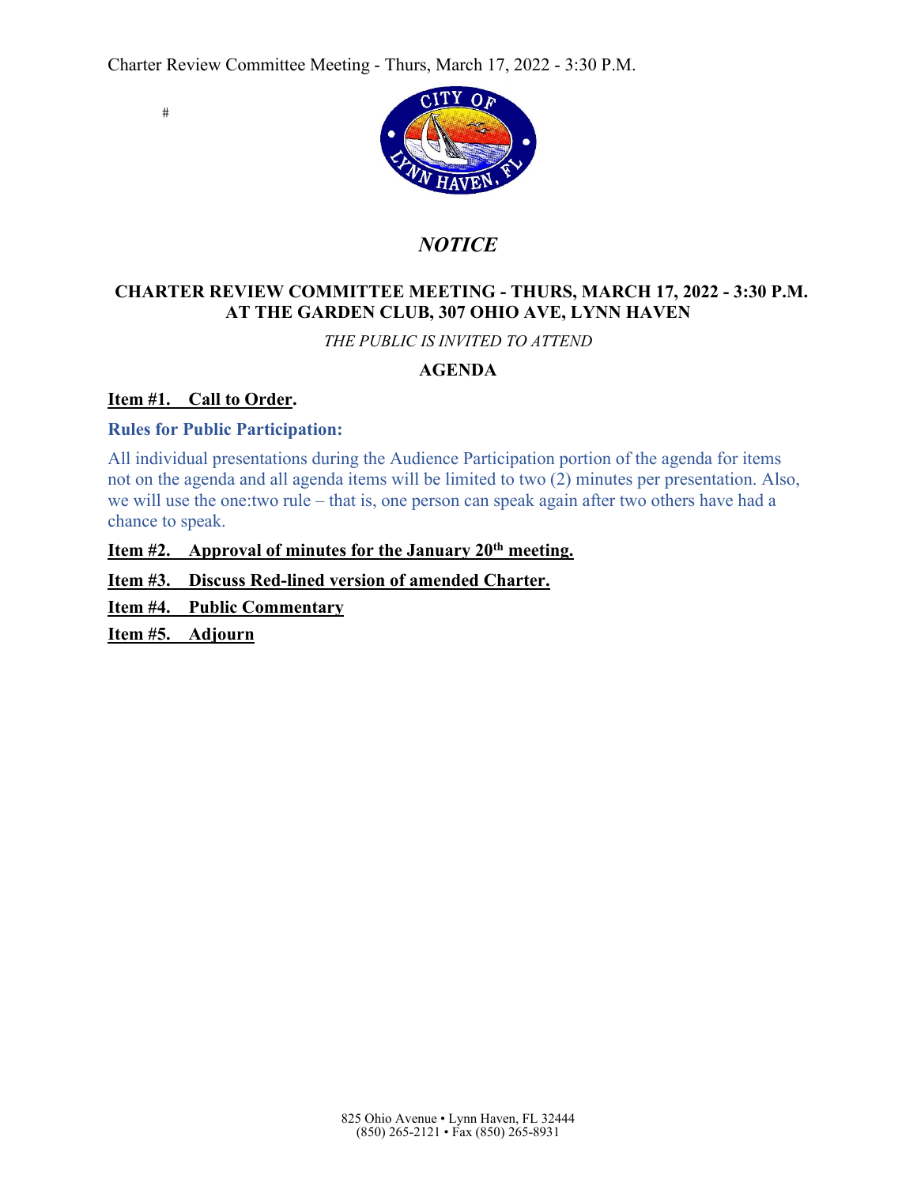Charter Review Committee Meeting - Thurs, March 17, 2022 - 3:30 P.M.

#

## *NOTICE*

### CHARTER REVIEW COMMITTEE MEETING - THURS, MARCH 17, 2022 - 3:30 P.M. AT THE GARDEN CLUB, 307 OHIO AVE, LYNN HAVEN

*THE PUBLIC IS INVITED TO ATTEND*

**AGENDA**

**Item #1. Call to Order.**

**Rules for Public Participation:**

All individual presentations during the Audience Participation portion of the agenda for items not on the agenda and all agenda items will be limited to two (2) minutes per presentation. Also, we will use the one:two rule – that is, one person can speak again after two others have had a chance to speak.

**Item #2. Approval of minutes for the January 20th meeting.**

**Item #3. Discuss Red-lined version of amended Charter.**

**Item #4. Public Commentary**

**Item #5. Adjourn**

825 Ohio Avenue • Lynn Haven, FL 32444
(850) 265-2121 • Fax (850) 265-8931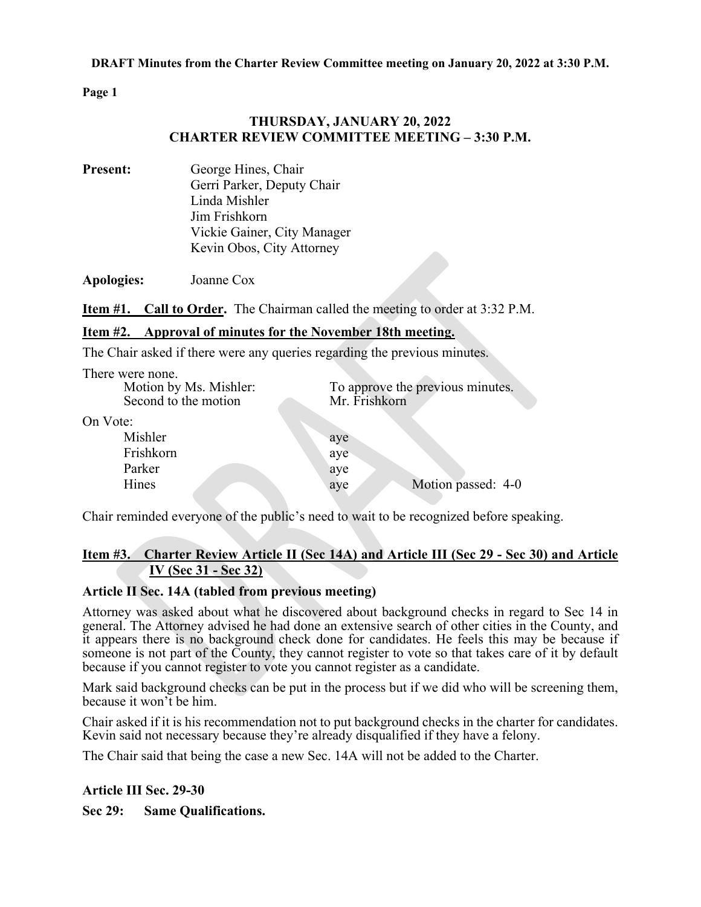**DRAFT Minutes from the Charter Review Committee meeting on January 20, 2022 at 3:30 P.M.**

**Page 1**

## THURSDAY, JANUARY 20, 2022
## CHARTER REVIEW COMMITTEE MEETING – 3:30 P.M.

**Present:** George Hines, Chair
Gerri Parker, Deputy Chair
Linda Mishler
Jim Frishkorn
Vickie Gainer, City Manager
Kevin Obos, City Attorney

**Apologies:** Joanne Cox

**Item #1. Call to Order.** The Chairman called the meeting to order at 3:32 P.M.

**Item #2. Approval of minutes for the November 18th meeting.**

The Chair asked if there were any queries regarding the previous minutes.

There were none.

| | |
|---|---|
| Motion by Ms. Mishler: | To approve the previous minutes. |
| Second to the motion | Mr. Frishkorn |

On Vote:

| | | |
|---|---|---|
| Mishler | aye | |
| Frishkorn | aye | |
| Parker | aye | |
| Hines | aye | Motion passed: 4-0 |

Chair reminded everyone of the public's need to wait to be recognized before speaking.

**Item #3. Charter Review Article II (Sec 14A) and Article III (Sec 29 - Sec 30) and Article IV (Sec 31 - Sec 32)**

**Article II Sec. 14A (tabled from previous meeting)**

Attorney was asked about what he discovered about background checks in regard to Sec 14 in general. The Attorney advised he had done an extensive search of other cities in the County, and it appears there is no background check done for candidates. He feels this may be because if someone is not part of the County, they cannot register to vote so that takes care of it by default because if you cannot register to vote you cannot register as a candidate.

Mark said background checks can be put in the process but if we did who will be screening them, because it won't be him.

Chair asked if it is his recommendation not to put background checks in the charter for candidates. Kevin said not necessary because they're already disqualified if they have a felony.

The Chair said that being the case a new Sec. 14A will not be added to the Charter.

**Article III Sec. 29-30**

**Sec 29: Same Qualifications.**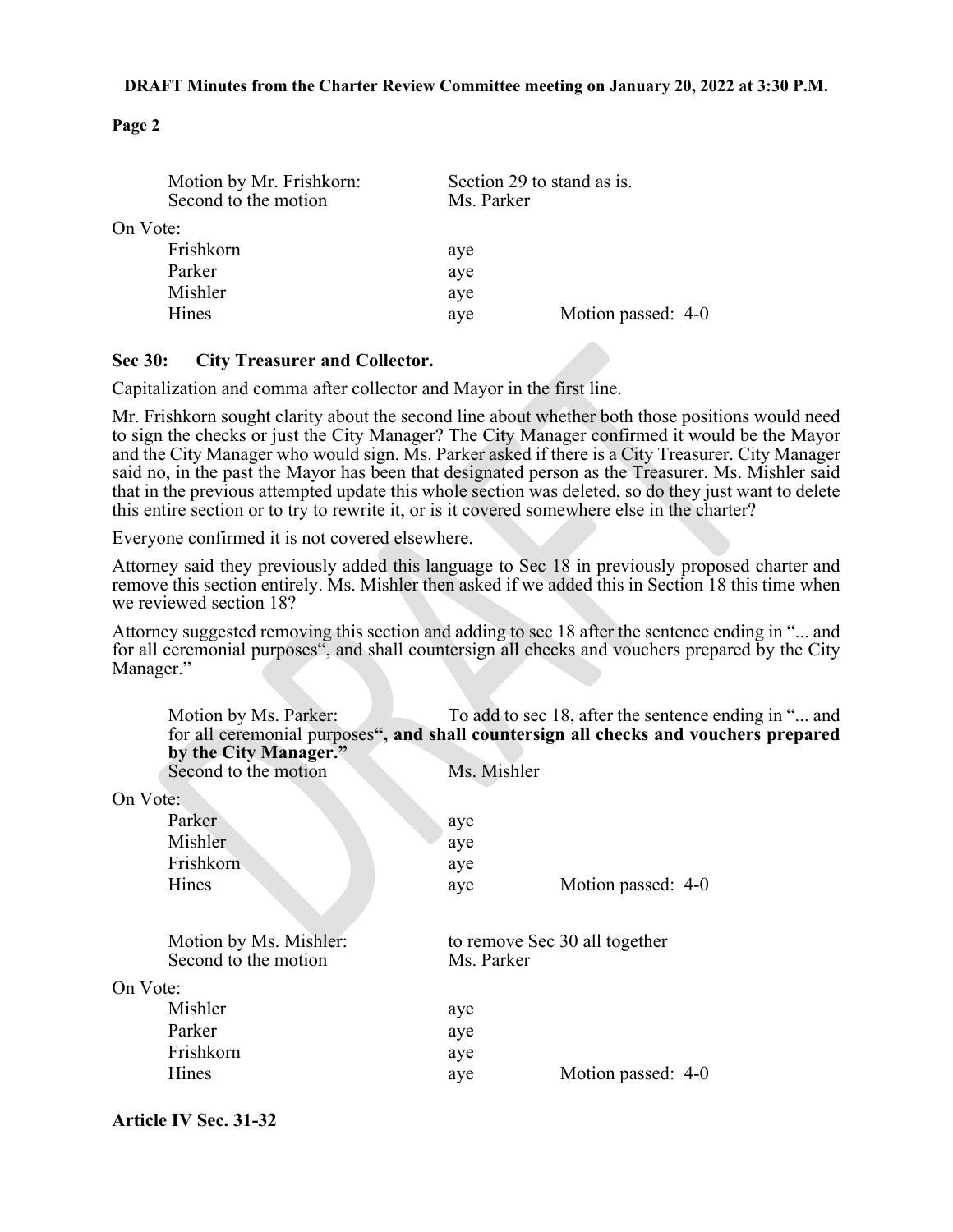Motion by Mr. Frishkorn: Section 29 to stand as is.
Second to the motion Ms. Parker

On Vote:

| | | |
|---|---|---|
| Frishkorn | aye | |
| Parker | aye | |
| Mishler | aye | |
| Hines | aye | Motion passed: 4-0 |

**Sec 30: City Treasurer and Collector.**

Capitalization and comma after collector and Mayor in the first line.

Mr. Frishkorn sought clarity about the second line about whether both those positions would need to sign the checks or just the City Manager? The City Manager confirmed it would be the Mayor and the City Manager who would sign. Ms. Parker asked if there is a City Treasurer. City Manager said no, in the past the Mayor has been that designated person as the Treasurer. Ms. Mishler said that in the previous attempted update this whole section was deleted, so do they just want to delete this entire section or to try to rewrite it, or is it covered somewhere else in the charter?

Everyone confirmed it is not covered elsewhere.

Attorney said they previously added this language to Sec 18 in previously proposed charter and remove this section entirely. Ms. Mishler then asked if we added this in Section 18 this time when we reviewed section 18?

Attorney suggested removing this section and adding to sec 18 after the sentence ending in "... and for all ceremonial purposes", and shall countersign all checks and vouchers prepared by the City Manager."

Motion by Ms. Parker: To add to sec 18, after the sentence ending in "... and for all ceremonial purposes**", and shall countersign all checks and vouchers prepared by the City Manager."**
Second to the motion Ms. Mishler

On Vote:

| | | |
|---|---|---|
| Parker | aye | |
| Mishler | aye | |
| Frishkorn | aye | |
| Hines | aye | Motion passed: 4-0 |

Motion by Ms. Mishler: to remove Sec 30 all together
Second to the motion Ms. Parker

On Vote:

| | | |
|---|---|---|
| Mishler | aye | |
| Parker | aye | |
| Frishkorn | aye | |
| Hines | aye | Motion passed: 4-0 |

**Article IV Sec. 31-32**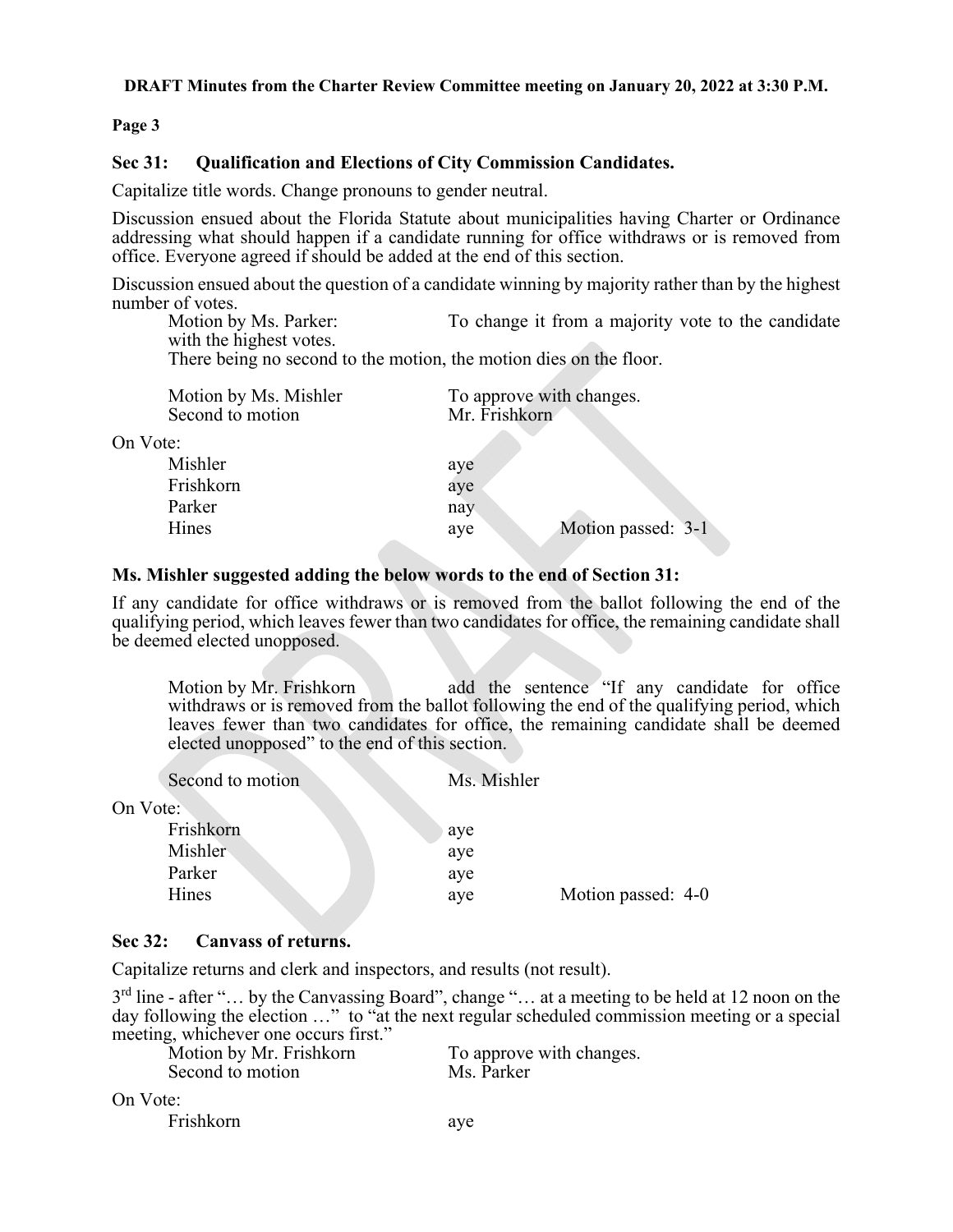**DRAFT Minutes from the Charter Review Committee meeting on January 20, 2022 at 3:30 P.M.**

**Page 3**

### Sec 31: Qualification and Elections of City Commission Candidates.

Capitalize title words. Change pronouns to gender neutral.

Discussion ensued about the Florida Statute about municipalities having Charter or Ordinance addressing what should happen if a candidate running for office withdraws or is removed from office. Everyone agreed if should be added at the end of this section.

Discussion ensued about the question of a candidate winning by majority rather than by the highest number of votes.

Motion by Ms. Parker: To change it from a majority vote to the candidate with the highest votes.
There being no second to the motion, the motion dies on the floor.

Motion by Ms. Mishler — To approve with changes.
Second to motion — Mr. Frishkorn

On Vote:

| | | |
|---|---|---|
| Mishler | aye | |
| Frishkorn | aye | |
| Parker | nay | |
| Hines | aye | Motion passed: 3-1 |

**Ms. Mishler suggested adding the below words to the end of Section 31:**

If any candidate for office withdraws or is removed from the ballot following the end of the qualifying period, which leaves fewer than two candidates for office, the remaining candidate shall be deemed elected unopposed.

Motion by Mr. Frishkorn — add the sentence "If any candidate for office withdraws or is removed from the ballot following the end of the qualifying period, which leaves fewer than two candidates for office, the remaining candidate shall be deemed elected unopposed" to the end of this section.

Second to motion — Ms. Mishler

On Vote:

| | | |
|---|---|---|
| Frishkorn | aye | |
| Mishler | aye | |
| Parker | aye | |
| Hines | aye | Motion passed: 4-0 |

### Sec 32: Canvass of returns.

Capitalize returns and clerk and inspectors, and results (not result).

3rd line - after "… by the Canvassing Board", change "… at a meeting to be held at 12 noon on the day following the election …" to "at the next regular scheduled commission meeting or a special meeting, whichever one occurs first."

Motion by Mr. Frishkorn — To approve with changes.
Second to motion — Ms. Parker

On Vote:

| | |
|---|---|
| Frishkorn | aye |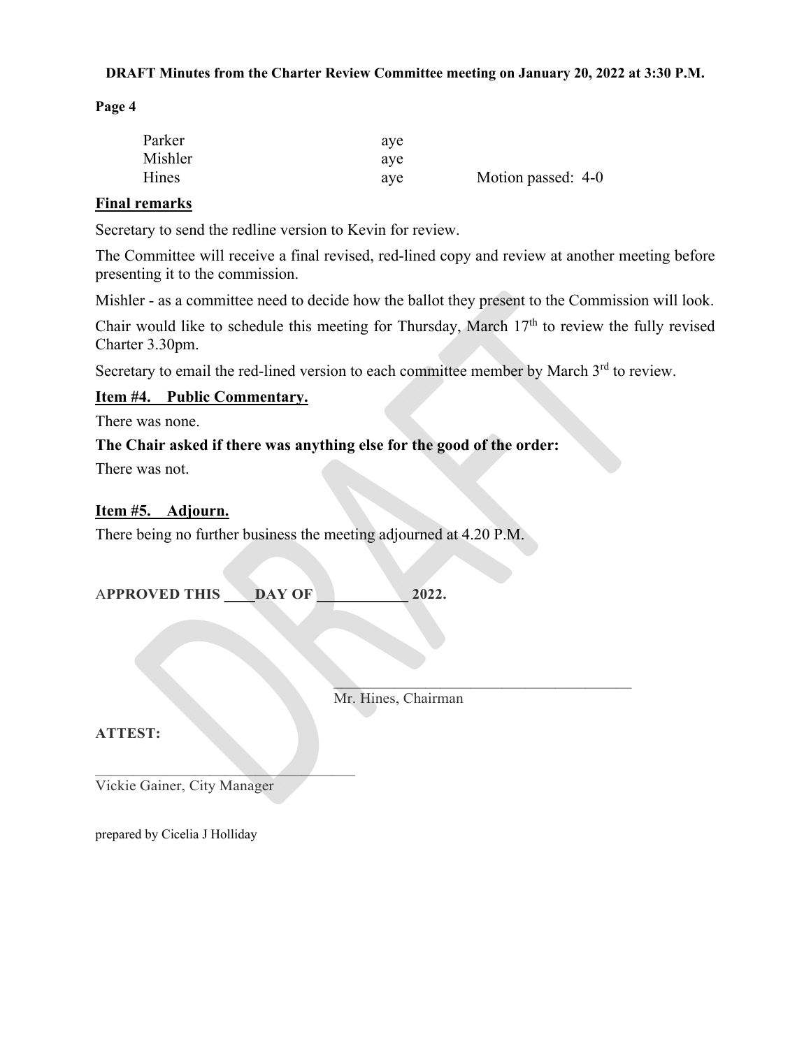| | | |
|---|---|---|
| Parker | aye | |
| Mishler | aye | |
| Hines | aye | Motion passed: 4-0 |

**Final remarks**

Secretary to send the redline version to Kevin for review.

The Committee will receive a final revised, red-lined copy and review at another meeting before presenting it to the commission.

Mishler - as a committee need to decide how the ballot they present to the Commission will look.

Chair would like to schedule this meeting for Thursday, March 17th to review the fully revised Charter 3.30pm.

Secretary to email the red-lined version to each committee member by March 3rd to review.

**Item #4. Public Commentary.**

There was none.

**The Chair asked if there was anything else for the good of the order:**

There was not.

**Item #5. Adjourn.**

There being no further business the meeting adjourned at 4.20 P.M.

**APPROVED THIS \_\_\_\_ DAY OF \_\_\_\_\_\_\_\_\_\_\_\_ 2022.**

\_\_\_\_\_\_\_\_\_\_\_\_\_\_\_\_\_\_\_\_\_\_\_\_\_\_\_\_\_\_\_\_\_\_\_\_\_\_\_\_

Mr. Hines, Chairman

**ATTEST:**

\_\_\_\_\_\_\_\_\_\_\_\_\_\_\_\_\_\_\_\_\_\_\_\_\_\_\_\_\_\_\_\_\_\_\_\_\_\_\_\_

Vickie Gainer, City Manager

prepared by Cicelia J Holliday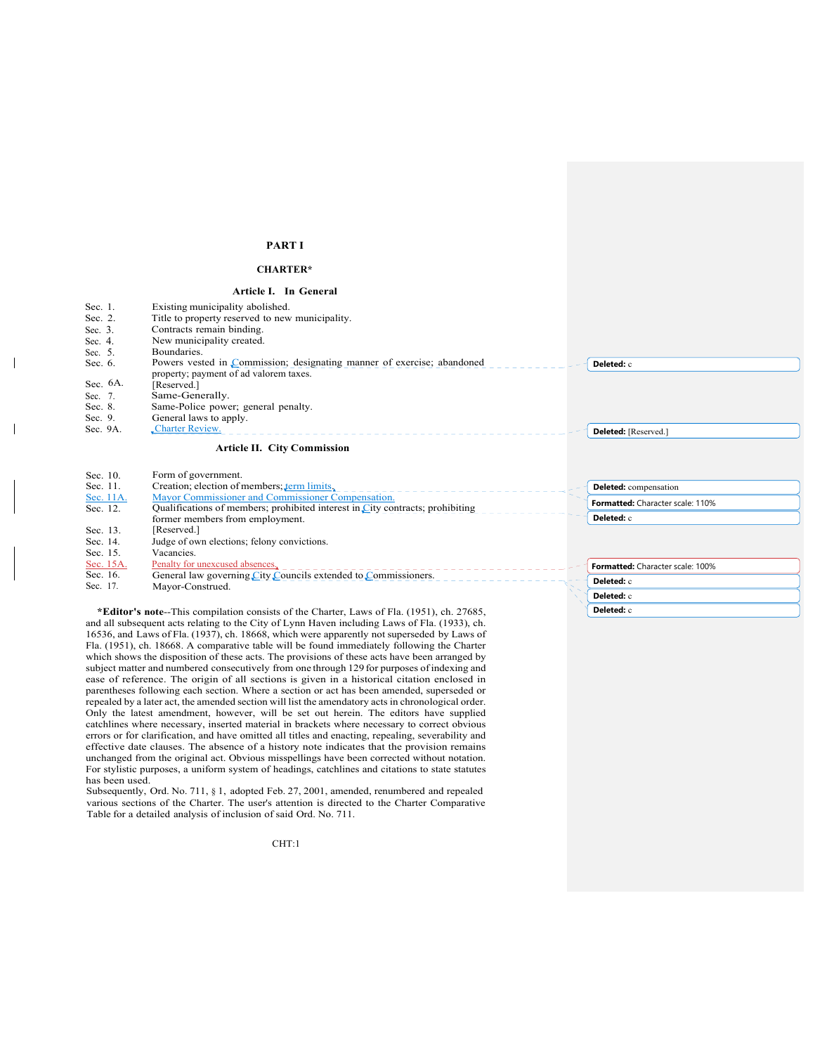# PART I

## CHARTER*

### Article I. In General

| | |
|---|---|
| Sec. 1. | Existing municipality abolished. |
| Sec. 2. | Title to property reserved to new municipality. |
| Sec. 3. | Contracts remain binding. |
| Sec. 4. | New municipality created. |
| Sec. 5. | Boundaries. |
| Sec. 6. | Powers vested in Commission; designating manner of exercise; abandoned property; payment of ad valorem taxes. |
| Sec. 6A. | [Reserved.] |
| Sec. 7. | Same-Generally. |
| Sec. 8. | Same-Police power; general penalty. |
| Sec. 9. | General laws to apply. |
| Sec. 9A. | Charter Review. |

### Article II. City Commission

| | |
|---|---|
| Sec. 10. | Form of government. |
| Sec. 11. | Creation; election of members; term limits. |
| Sec. 11A. | Mayor Commissioner and Commissioner Compensation. |
| Sec. 12. | Qualifications of members; prohibited interest in City contracts; prohibiting former members from employment. |
| Sec. 13. | [Reserved.] |
| Sec. 14. | Judge of own elections; felony convictions. |
| Sec. 15. | Vacancies. |
| Sec. 15A. | Penalty for unexcused absences. |
| Sec. 16. | General law governing City Councils extended to Commissioners. |
| Sec. 17. | Mayor-Construed. |

***Editor's note**--This compilation consists of the Charter, Laws of Fla. (1951), ch. 27685, and all subsequent acts relating to the City of Lynn Haven including Laws of Fla. (1933), ch. 16536, and Laws of Fla. (1937), ch. 18668, which were apparently not superseded by Laws of Fla. (1951), ch. 18668. A comparative table will be found immediately following the Charter which shows the disposition of these acts. The provisions of these acts have been arranged by subject matter and numbered consecutively from one through 129 for purposes of indexing and ease of reference. The origin of all sections is given in a historical citation enclosed in parentheses following each section. Where a section or act has been amended, superseded or repealed by a later act, the amended section will list the amendatory acts in chronological order. Only the latest amendment, however, will be set out herein. The editors have supplied catchlines where necessary, inserted material in brackets where necessary to correct obvious errors or for clarification, and have omitted all titles and enacting, repealing, severability and effective date clauses. The absence of a history note indicates that the provision remains unchanged from the original act. Obvious misspellings have been corrected without notation. For stylistic purposes, a uniform system of headings, catchlines and citations to state statutes has been used.
Subsequently, Ord. No. 711, § 1, adopted Feb. 27, 2001, amended, renumbered and repealed various sections of the Charter. The user's attention is directed to the Charter Comparative Table for a detailed analysis of inclusion of said Ord. No. 711.

Deleted: c

Deleted: [Reserved.]

Deleted: compensation

Formatted: Character scale: 110%

Deleted: c

Formatted: Character scale: 100%

Deleted: c

Deleted: c

Deleted: c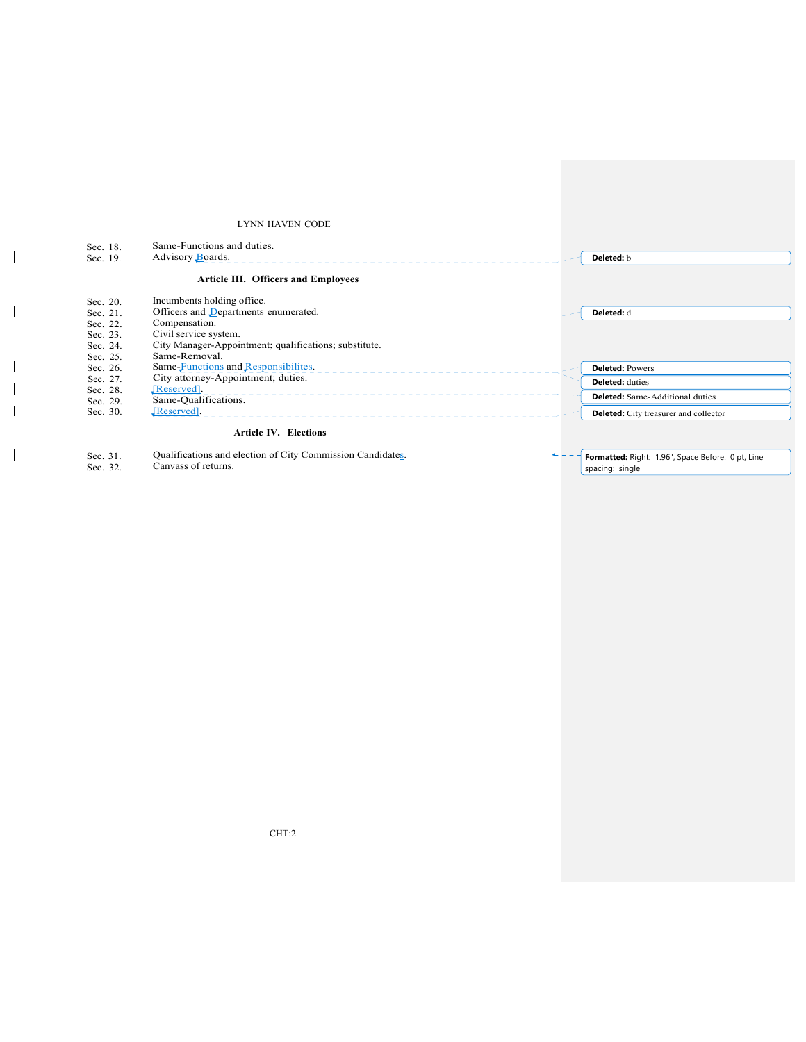Sec. 18. Same-Functions and duties.
Sec. 19. Advisory Boards.

**Article III. Officers and Employees**

Sec. 20. Incumbents holding office.
Sec. 21. Officers and Departments enumerated.
Sec. 22. Compensation.
Sec. 23. Civil service system.
Sec. 24. City Manager-Appointment; qualifications; substitute.
Sec. 25. Same-Removal.
Sec. 26. Same-Functions and Responsibilites.
Sec. 27. City attorney-Appointment; duties.
Sec. 28. [Reserved].
Sec. 29. Same-Qualifications.
Sec. 30. [Reserved].

**Article IV. Elections**

Sec. 31. Qualifications and election of City Commission Candidates.
Sec. 32. Canvass of returns.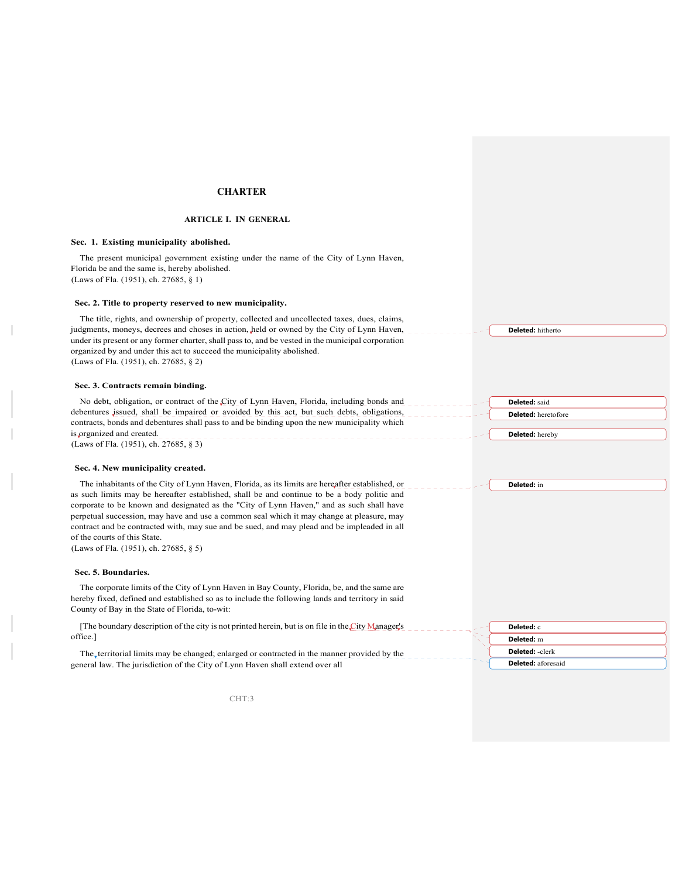# CHARTER

## ARTICLE I. IN GENERAL

### Sec. 1. Existing municipality abolished.

The present municipal government existing under the name of the City of Lynn Haven, Florida be and the same is, hereby abolished.
(Laws of Fla. (1951), ch. 27685, § 1)

### Sec. 2. Title to property reserved to new municipality.

The title, rights, and ownership of property, collected and uncollected taxes, dues, claims, judgments, moneys, decrees and choses in action, held or owned by the City of Lynn Haven, under its present or any former charter, shall pass to, and be vested in the municipal corporation organized by and under this act to succeed the municipality abolished.
(Laws of Fla. (1951), ch. 27685, § 2)

### Sec. 3. Contracts remain binding.

No debt, obligation, or contract of the City of Lynn Haven, Florida, including bonds and debentures issued, shall be impaired or avoided by this act, but such debts, obligations, contracts, bonds and debentures shall pass to and be binding upon the new municipality which is organized and created.
(Laws of Fla. (1951), ch. 27685, § 3)

### Sec. 4. New municipality created.

The inhabitants of the City of Lynn Haven, Florida, as its limits are hereafter established, or as such limits may be hereafter established, shall be and continue to be a body politic and corporate to be known and designated as the "City of Lynn Haven," and as such shall have perpetual succession, may have and use a common seal which it may change at pleasure, may contract and be contracted with, may sue and be sued, and may plead and be impleaded in all of the courts of this State.
(Laws of Fla. (1951), ch. 27685, § 5)

### Sec. 5. Boundaries.

The corporate limits of the City of Lynn Haven in Bay County, Florida, be, and the same are hereby fixed, defined and established so as to include the following lands and territory in said County of Bay in the State of Florida, to-wit:

[The boundary description of the city is not printed herein, but is on file in the City Manager's office.]

The territorial limits may be changed; enlarged or contracted in the manner provided by the general law. The jurisdiction of the City of Lynn Haven shall extend over all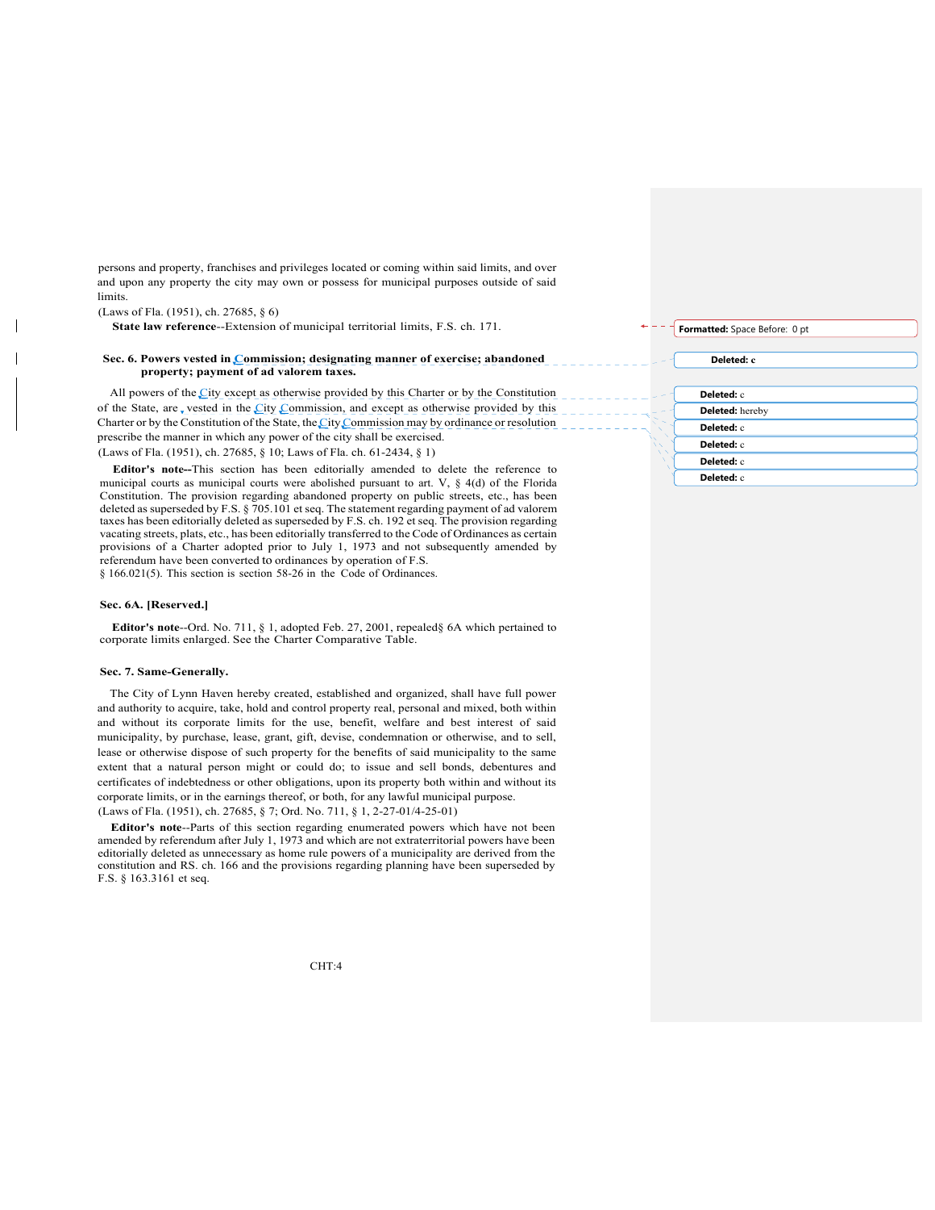persons and property, franchises and privileges located or coming within said limits, and over and upon any property the city may own or possess for municipal purposes outside of said limits.

(Laws of Fla. (1951), ch. 27685, § 6)

**State law reference**--Extension of municipal territorial limits, F.S. ch. 171.

**Sec. 6. Powers vested in Commission; designating manner of exercise; abandoned property; payment of ad valorem taxes.**

All powers of the City except as otherwise provided by this Charter or by the Constitution of the State, are vested in the City Commission, and except as otherwise provided by this Charter or by the Constitution of the State, the City Commission may by ordinance or resolution prescribe the manner in which any power of the city shall be exercised.

(Laws of Fla. (1951), ch. 27685, § 10; Laws of Fla. ch. 61-2434, § 1)

**Editor's note--**This section has been editorially amended to delete the reference to municipal courts as municipal courts were abolished pursuant to art. V, § 4(d) of the Florida Constitution. The provision regarding abandoned property on public streets, etc., has been deleted as superseded by F.S. § 705.101 et seq. The statement regarding payment of ad valorem taxes has been editorially deleted as superseded by F.S. ch. 192 et seq. The provision regarding vacating streets, plats, etc., has been editorially transferred to the Code of Ordinances as certain provisions of a Charter adopted prior to July 1, 1973 and not subsequently amended by referendum have been converted to ordinances by operation of F.S. § 166.021(5). This section is section 58-26 in the Code of Ordinances.

**Sec. 6A. [Reserved.]**

**Editor's note**--Ord. No. 711, § 1, adopted Feb. 27, 2001, repealed§ 6A which pertained to corporate limits enlarged. See the Charter Comparative Table.

**Sec. 7. Same-Generally.**

The City of Lynn Haven hereby created, established and organized, shall have full power and authority to acquire, take, hold and control property real, personal and mixed, both within and without its corporate limits for the use, benefit, welfare and best interest of said municipality, by purchase, lease, grant, gift, devise, condemnation or otherwise, and to sell, lease or otherwise dispose of such property for the benefits of said municipality to the same extent that a natural person might or could do; to issue and sell bonds, debentures and certificates of indebtedness or other obligations, upon its property both within and without its corporate limits, or in the earnings thereof, or both, for any lawful municipal purpose.

(Laws of Fla. (1951), ch. 27685, § 7; Ord. No. 711, § 1, 2-27-01/4-25-01)

**Editor's note**--Parts of this section regarding enumerated powers which have not been amended by referendum after July 1, 1973 and which are not extraterritorial powers have been editorially deleted as unnecessary as home rule powers of a municipality are derived from the constitution and RS. ch. 166 and the provisions regarding planning have been superseded by F.S. § 163.3161 et seq.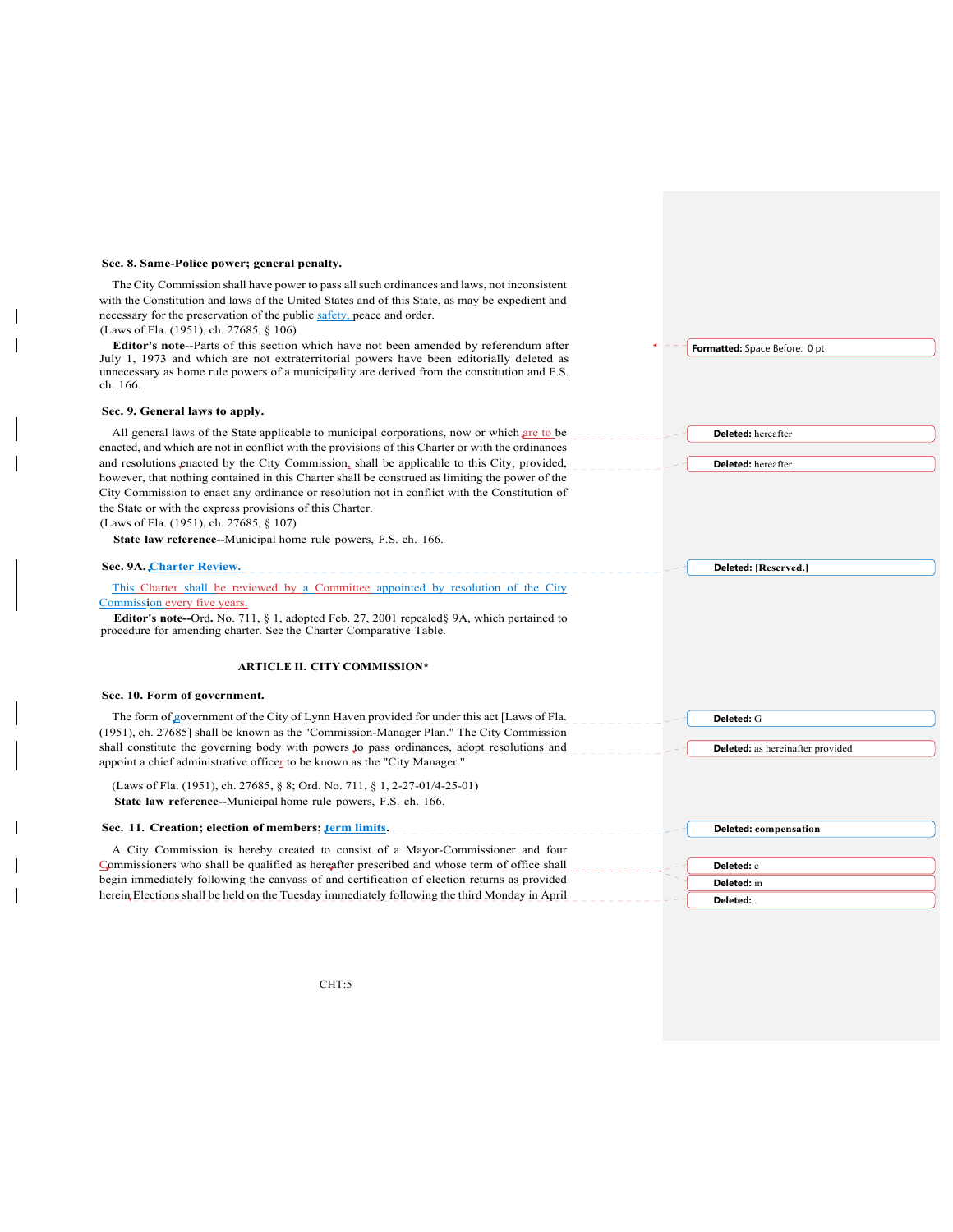**Sec. 8. Same-Police power; general penalty.**

The City Commission shall have power to pass all such ordinances and laws, not inconsistent with the Constitution and laws of the United States and of this State, as may be expedient and necessary for the preservation of the public safety, peace and order.

(Laws of Fla. (1951), ch. 27685, § 106)

**Editor's note**--Parts of this section which have not been amended by referendum after July 1, 1973 and which are not extraterritorial powers have been editorially deleted as unnecessary as home rule powers of a municipality are derived from the constitution and F.S. ch. 166.

**Sec. 9. General laws to apply.**

All general laws of the State applicable to municipal corporations, now or which are to be enacted, and which are not in conflict with the provisions of this Charter or with the ordinances and resolutions enacted by the City Commission, shall be applicable to this City; provided, however, that nothing contained in this Charter shall be construed as limiting the power of the City Commission to enact any ordinance or resolution not in conflict with the Constitution of the State or with the express provisions of this Charter.

(Laws of Fla. (1951), ch. 27685, § 107)

**State law reference--**Municipal home rule powers, F.S. ch. 166.

**Sec. 9A. Charter Review.**

This Charter shall be reviewed by a Committee appointed by resolution of the City Commission every five years.

**Editor's note--**Ord. No. 711, § 1, adopted Feb. 27, 2001 repealed§ 9A, which pertained to procedure for amending charter. See the Charter Comparative Table.

## ARTICLE II. CITY COMMISSION*

**Sec. 10. Form of government.**

The form of government of the City of Lynn Haven provided for under this act [Laws of Fla. (1951), ch. 27685] shall be known as the "Commission-Manager Plan." The City Commission shall constitute the governing body with powers to pass ordinances, adopt resolutions and appoint a chief administrative officer to be known as the "City Manager."

(Laws of Fla. (1951), ch. 27685, § 8; Ord. No. 711, § 1, 2-27-01/4-25-01)

**State law reference--**Municipal home rule powers, F.S. ch. 166.

**Sec. 11. Creation; election of members; term limits.**

A City Commission is hereby created to consist of a Mayor-Commissioner and four Commissioners who shall be qualified as hereafter prescribed and whose term of office shall begin immediately following the canvass of and certification of election returns as provided herein Elections shall be held on the Tuesday immediately following the third Monday in April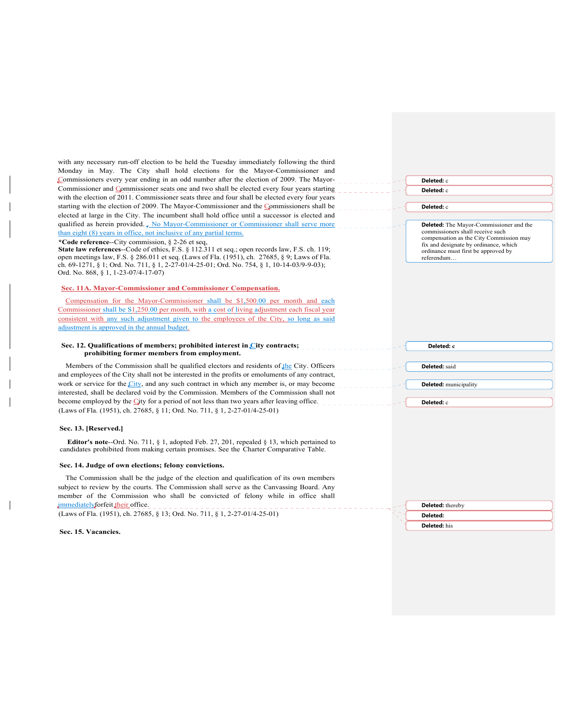with any necessary run-off election to be held the Tuesday immediately following the third Monday in May. The City shall hold elections for the Mayor-Commissioner and Commissioners every year ending in an odd number after the election of 2009. The Mayor-Commissioner and Commissioner seats one and two shall be elected every four years starting with the election of 2011. Commissioner seats three and four shall be elected every four years starting with the election of 2009. The Mayor-Commissioner and the Commissioners shall be elected at large in the City. The incumbent shall hold office until a successor is elected and qualified as herein provided. No Mayor-Commissioner or Commissioner shall serve more than eight (8) years in office, not inclusive of any partial terms.

**\*Code reference**--City commission, § 2-26 et seq,
**State law references**--Code of ethics, F.S. § 112.311 et seq.; open records law, F.S. ch. 119; open meetings law, F.S. § 286.011 et seq. (Laws of Fla. (1951), ch. 27685, § 9; Laws of Fla. ch. 69-1271, § 1; Ord. No. 711, § 1, 2-27-01/4-25-01); Ord. No. 754, § 1, 10-14-03/9-9-03); Ord. No. 868, § 1, 1-23-07/4-17-07)

### Sec. 11A. Mayor-Commissioner and Commissioner Compensation.

Compensation for the Mayor-Commissioner shall be $1,500.00 per month and each Commissioner shall be S1,250.00 per month, with a cost of living adjustment each fiscal year consistent with any such adjustment given to the employees of the City, so long as said adjustment is approved in the annual budget.

### Sec. 12. Qualifications of members; prohibited interest in City contracts; prohibiting former members from employment.

Members of the Commission shall be qualified electors and residents of the City. Officers and employees of the City shall not be interested in the profits or emoluments of any contract, work or service for the City, and any such contract in which any member is, or may become interested, shall be declared void by the Commission. Members of the Commission shall not become employed by the City for a period of not less than two years after leaving office.
(Laws of Fla. (1951), ch. 27685, § 11; Ord. No. 711, § 1, 2-27-01/4-25-01)

### Sec. 13. [Reserved.]

**Editor's note**--Ord. No. 711, § 1, adopted Feb. 27, 201, repealed § 13, which pertained to candidates prohibited from making certain promises. See the Charter Comparative Table.

### Sec. 14. Judge of own elections; felony convictions.

The Commission shall be the judge of the election and qualification of its own members subject to review by the courts. The Commission shall serve as the Canvassing Board. Any member of the Commission who shall be convicted of felony while in office shall immediately forfeit their office.
(Laws of Fla. (1951), ch. 27685, § 13; Ord. No. 711, § 1, 2-27-01/4-25-01)

### Sec. 15. Vacancies.

Deleted: c

Deleted: c

Deleted: c

Deleted: The Mayor-Commissioner and the commissioners shall receive such compensation as the City Commission may fix and designate by ordinance, which ordinance must first be approved by referendum…

Deleted: c

Deleted: said

Deleted: municipality

Deleted: c

Deleted: thereby

Deleted:

Deleted: his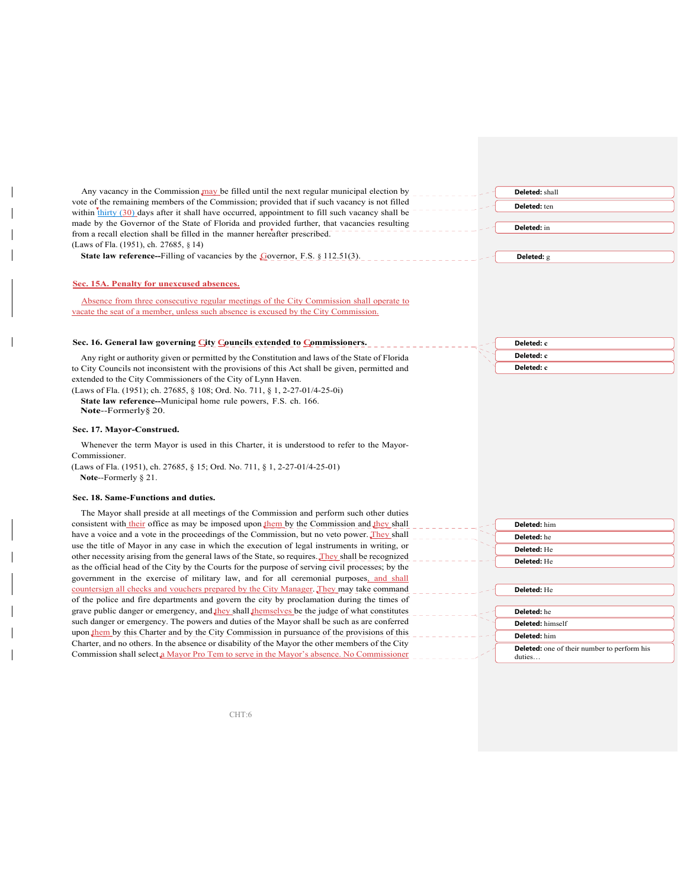Any vacancy in the Commission may be filled until the next regular municipal election by vote of the remaining members of the Commission; provided that if such vacancy is not filled within thirty (30) days after it shall have occurred, appointment to fill such vacancy shall be made by the Governor of the State of Florida and provided further, that vacancies resulting from a recall election shall be filled in the manner hereafter prescribed.

(Laws of Fla. (1951), ch. 27685, § 14)

**State law reference--**Filling of vacancies by the Governor, F.S. § 112.51(3).

**Sec. 15A. Penalty for unexcused absences.**

Absence from three consecutive regular meetings of the City Commission shall operate to vacate the seat of a member, unless such absence is excused by the City Commission.

**Sec. 16. General law governing City Councils extended to Commissioners.**

Any right or authority given or permitted by the Constitution and laws of the State of Florida to City Councils not inconsistent with the provisions of this Act shall be given, permitted and extended to the City Commissioners of the City of Lynn Haven.

(Laws of Fla. (1951); ch. 27685, § 108; Ord. No. 711, § 1, 2-27-01/4-25-0i)

**State law reference--**Municipal home rule powers, F.S. ch. 166.

**Note**--Formerly§ 20.

**Sec. 17. Mayor-Construed.**

Whenever the term Mayor is used in this Charter, it is understood to refer to the Mayor-Commissioner.

(Laws of Fla. (1951), ch. 27685, § 15; Ord. No. 711, § 1, 2-27-01/4-25-01)

**Note**--Formerly § 21.

**Sec. 18. Same-Functions and duties.**

The Mayor shall preside at all meetings of the Commission and perform such other duties consistent with their office as may be imposed upon them by the Commission and they shall have a voice and a vote in the proceedings of the Commission, but no veto power. They shall use the title of Mayor in any case in which the execution of legal instruments in writing, or other necessity arising from the general laws of the State, so requires. They shall be recognized as the official head of the City by the Courts for the purpose of serving civil processes; by the government in the exercise of military law, and for all ceremonial purposes, and shall countersign all checks and vouchers prepared by the City Manager. They may take command of the police and fire departments and govern the city by proclamation during the times of grave public danger or emergency, and they shall themselves be the judge of what constitutes such danger or emergency. The powers and duties of the Mayor shall be such as are conferred upon them by this Charter and by the City Commission in pursuance of the provisions of this Charter, and no others. In the absence or disability of the Mayor the other members of the City Commission shall select a Mayor Pro Tem to serve in the Mayor's absence. No Commissioner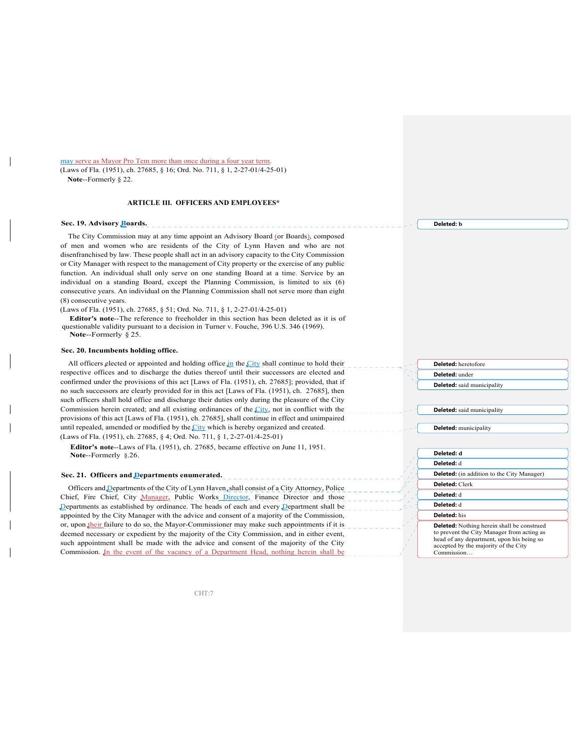may serve as Mayor Pro Tem more than once during a four year term.
(Laws of Fla. (1951), ch. 27685, § 16; Ord. No. 711, § 1, 2-27-01/4-25-01)
**Note**--Formerly § 22.

## ARTICLE III. OFFICERS AND EMPLOYEES*

### Sec. 19. Advisory Boards.

The City Commission may at any time appoint an Advisory Board (or Boards), composed of men and women who are residents of the City of Lynn Haven and who are not disenfranchised by law. These people shall act in an advisory capacity to the City Commission or City Manager with respect to the management of City property or the exercise of any public function. An individual shall only serve on one standing Board at a time. Service by an individual on a standing Board, except the Planning Commission, is limited to six (6) consecutive years. An individual on the Planning Commission shall not serve more than eight (8) consecutive years.
(Laws of Fla. (1951), ch. 27685, § 51; Ord. No. 711, § 1, 2-27-01/4-25-01)
**Editor's note**--The reference to freeholder in this section has been deleted as it is of questionable validity pursuant to a decision in Turner v. Fouche, 396 U.S. 346 (1969).
**Note**--Formerly § 25.

### Sec. 20. Incumbents holding office.

All officers elected or appointed and holding office in the City shall continue to hold their respective offices and to discharge the duties thereof until their successors are elected and confirmed under the provisions of this act [Laws of Fla. (1951), ch. 27685]; provided, that if no such successors are clearly provided for in this act [Laws of Fla. (1951), ch. 27685], then such officers shall hold office and discharge their duties only during the pleasure of the City Commission herein created; and all existing ordinances of the City, not in conflict with the provisions of this act [Laws of Fla. (1951), ch. 27685], shall continue in effect and unimpaired until repealed, amended or modified by the City which is hereby organized and created.
(Laws of Fla. (1951), ch. 27685, § 4; Ord. No. 711, § 1, 2-27-01/4-25-01)
**Editor's note**--Laws of Fla. (1951), ch. 27685, became effective on June 11, 1951.
**Note**--Formerly §.26.

### Sec. 21. Officers and Departments enumerated.

Officers and Departments of the City of Lynn Haven, shall consist of a City Attorney, Police Chief, Fire Chief, City Manager, Public Works Director, Finance Director and those Departments as established by ordinance. The heads of each and every Department shall be appointed by the City Manager with the advice and consent of a majority of the Commission, or, upon their failure to do so, the Mayor-Commissioner may make such appointments if it is deemed necessary or expedient by the majority of the City Commission, and in either event, such appointment shall be made with the advice and consent of the majority of the City Commission. In the event of the vacancy of a Department Head, nothing herein shall be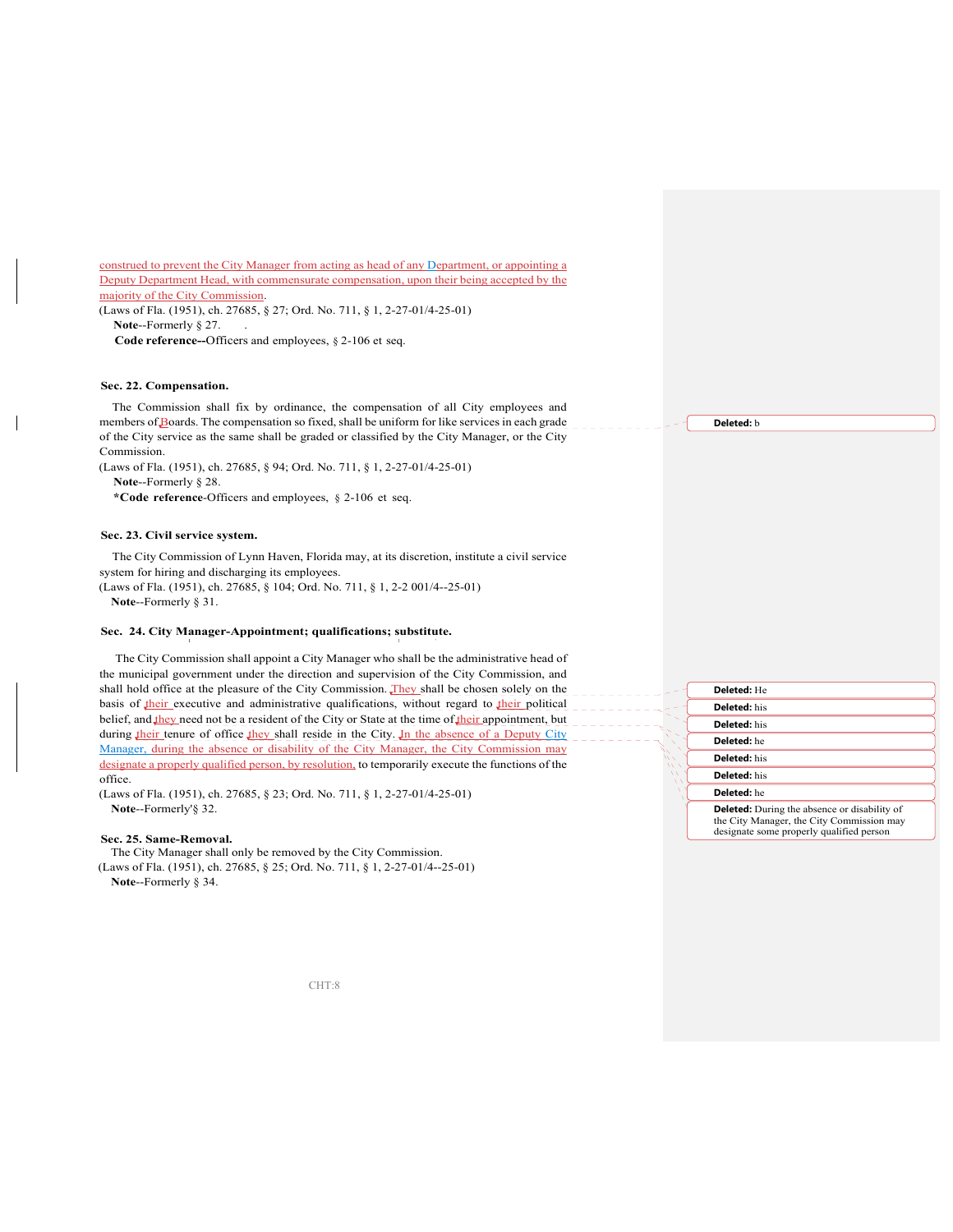construed to prevent the City Manager from acting as head of any Department, or appointing a Deputy Department Head, with commensurate compensation, upon their being accepted by the majority of the City Commission.

(Laws of Fla. (1951), ch. 27685, § 27; Ord. No. 711, § 1, 2-27-01/4-25-01)

**Note**--Formerly § 27.

**Code reference--**Officers and employees, § 2-106 et seq.

### Sec. 22. Compensation.

The Commission shall fix by ordinance, the compensation of all City employees and members of Boards. The compensation so fixed, shall be uniform for like services in each grade of the City service as the same shall be graded or classified by the City Manager, or the City Commission.

(Laws of Fla. (1951), ch. 27685, § 94; Ord. No. 711, § 1, 2-27-01/4-25-01)

**Note**--Formerly § 28.

***Code reference**-Officers and employees, § 2-106 et seq.

### Sec. 23. Civil service system.

The City Commission of Lynn Haven, Florida may, at its discretion, institute a civil service system for hiring and discharging its employees.

(Laws of Fla. (1951), ch. 27685, § 104; Ord. No. 711, § 1, 2-2 001/4--25-01)

**Note**--Formerly § 31.

### Sec. 24. City Manager-Appointment; qualifications; substitute.

The City Commission shall appoint a City Manager who shall be the administrative head of the municipal government under the direction and supervision of the City Commission, and shall hold office at the pleasure of the City Commission. They shall be chosen solely on the basis of their executive and administrative qualifications, without regard to their political belief, and they need not be a resident of the City or State at the time of their appointment, but during their tenure of office they shall reside in the City. In the absence of a Deputy City Manager, during the absence or disability of the City Manager, the City Commission may designate a properly qualified person, by resolution, to temporarily execute the functions of the office.

(Laws of Fla. (1951), ch. 27685, § 23; Ord. No. 711, § 1, 2-27-01/4-25-01)

**Note**--Formerly'§ 32.

### Sec. 25. Same-Removal.

The City Manager shall only be removed by the City Commission.

(Laws of Fla. (1951), ch. 27685, § 25; Ord. No. 711, § 1, 2-27-01/4--25-01)

**Note**--Formerly § 34.

**Deleted:** b

**Deleted:** He

**Deleted:** his

**Deleted:** his

**Deleted:** he

**Deleted:** his

**Deleted:** his

**Deleted:** he

**Deleted:** During the absence or disability of the City Manager, the City Commission may designate some properly qualified person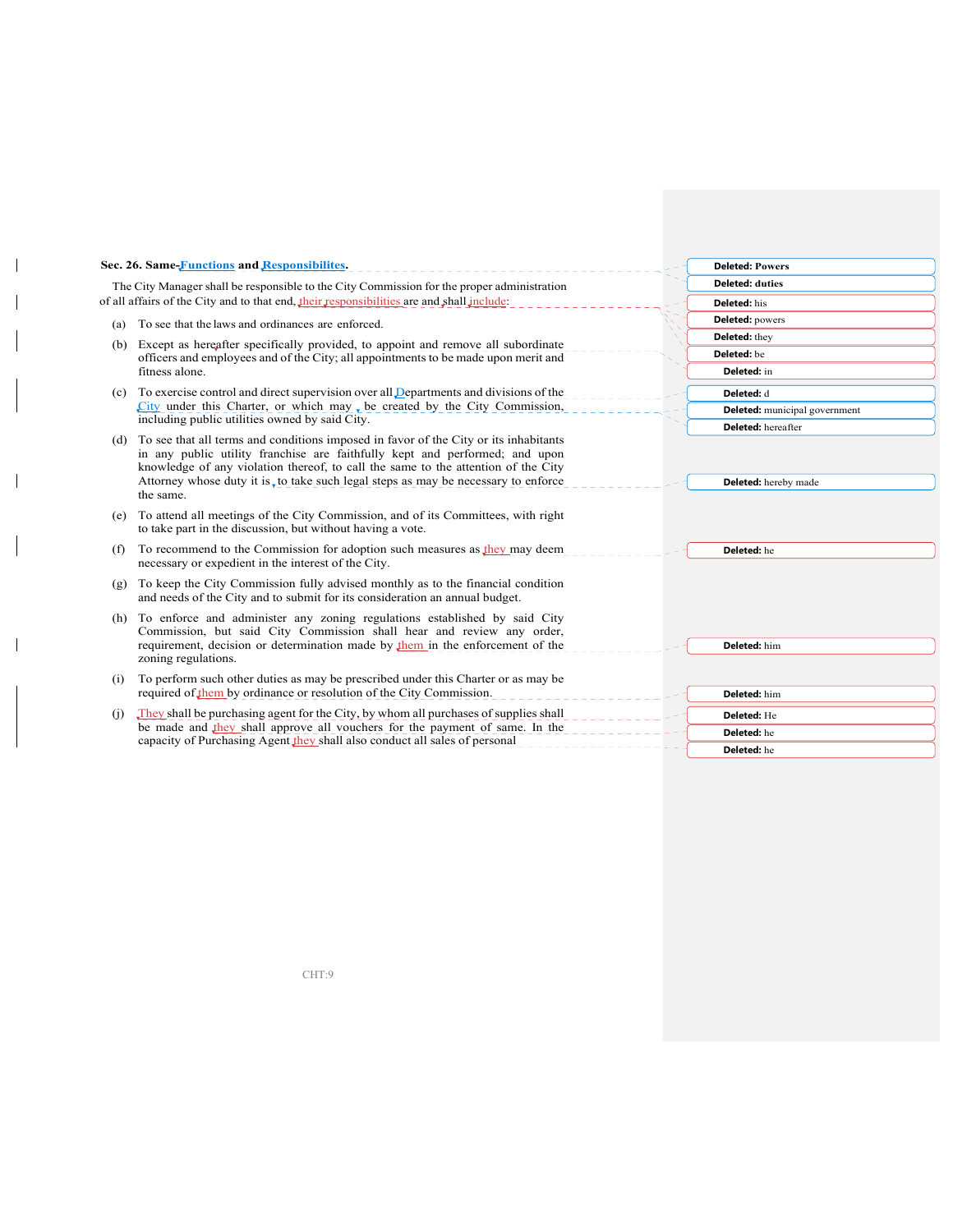**Sec. 26. Same-Functions and Responsibilites.**

The City Manager shall be responsible to the City Commission for the proper administration of all affairs of the City and to that end, their responsibilities are and shall include:

(a) To see that the laws and ordinances are enforced.

(b) Except as hereafter specifically provided, to appoint and remove all subordinate officers and employees and of the City; all appointments to be made upon merit and fitness alone.

(c) To exercise control and direct supervision over all Departments and divisions of the City under this Charter, or which may be created by the City Commission, including public utilities owned by said City.

(d) To see that all terms and conditions imposed in favor of the City or its inhabitants in any public utility franchise are faithfully kept and performed; and upon knowledge of any violation thereof, to call the same to the attention of the City Attorney whose duty it is, to take such legal steps as may be necessary to enforce the same.

(e) To attend all meetings of the City Commission, and of its Committees, with right to take part in the discussion, but without having a vote.

(f) To recommend to the Commission for adoption such measures as they may deem necessary or expedient in the interest of the City.

(g) To keep the City Commission fully advised monthly as to the financial condition and needs of the City and to submit for its consideration an annual budget.

(h) To enforce and administer any zoning regulations established by said City Commission, but said City Commission shall hear and review any order, requirement, decision or determination made by them in the enforcement of the zoning regulations.

(i) To perform such other duties as may be prescribed under this Charter or as may be required of them by ordinance or resolution of the City Commission.

(j) They shall be purchasing agent for the City, by whom all purchases of supplies shall be made and they shall approve all vouchers for the payment of same. In the capacity of Purchasing Agent they shall also conduct all sales of personal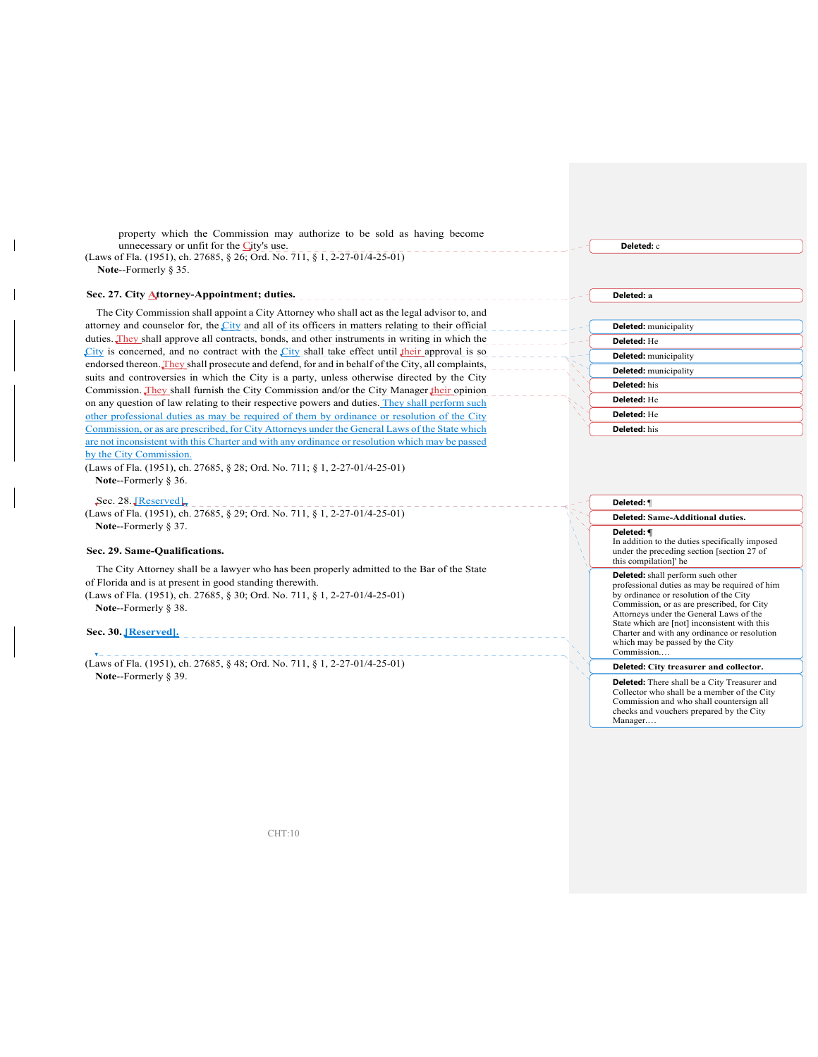property which the Commission may authorize to be sold as having become unnecessary or unfit for the City's use.

(Laws of Fla. (1951), ch. 27685, § 26; Ord. No. 711, § 1, 2-27-01/4-25-01)

**Note**--Formerly § 35.

**Sec. 27. City Attorney-Appointment; duties.**

The City Commission shall appoint a City Attorney who shall act as the legal advisor to, and attorney and counselor for, the City and all of its officers in matters relating to their official duties. They shall approve all contracts, bonds, and other instruments in writing in which the City is concerned, and no contract with the City shall take effect until their approval is so endorsed thereon. They shall prosecute and defend, for and in behalf of the City, all complaints, suits and controversies in which the City is a party, unless otherwise directed by the City Commission. They shall furnish the City Commission and/or the City Manager their opinion on any question of law relating to their respective powers and duties. They shall perform such other professional duties as may be required of them by ordinance or resolution of the City Commission, or as are prescribed, for City Attorneys under the General Laws of the State which are not inconsistent with this Charter and with any ordinance or resolution which may be passed by the City Commission.

(Laws of Fla. (1951), ch. 27685, § 28; Ord. No. 711; § 1, 2-27-01/4-25-01)

**Note**--Formerly § 36.

Sec. 28. [Reserved].

(Laws of Fla. (1951), ch. 27685, § 29; Ord. No. 711, § 1, 2-27-01/4-25-01)

**Note**--Formerly § 37.

**Sec. 29. Same-Qualifications.**

The City Attorney shall be a lawyer who has been properly admitted to the Bar of the State of Florida and is at present in good standing therewith.

(Laws of Fla. (1951), ch. 27685, § 30; Ord. No. 711, § 1, 2-27-01/4-25-01)

**Note**--Formerly § 38.

**Sec. 30. [Reserved].**

(Laws of Fla. (1951), ch. 27685, § 48; Ord. No. 711, § 1, 2-27-01/4-25-01)

**Note**--Formerly § 39.

**Deleted:** c

**Deleted:** a

**Deleted:** municipality

**Deleted:** He

**Deleted:** municipality

**Deleted:** municipality

**Deleted:** his

**Deleted:** He

**Deleted:** He

**Deleted:** his

**Deleted:** ¶

**Deleted: Same-Additional duties.**

**Deleted:** ¶
In addition to the duties specifically imposed under the preceding section [section 27 of this compilation]' he

**Deleted:** shall perform such other professional duties as may be required of him by ordinance or resolution of the City Commission, or as are prescribed, for City Attorneys under the General Laws of the State which are [not] inconsistent with this Charter and with any ordinance or resolution which may be passed by the City Commission.…

**Deleted: City treasurer and collector.**

**Deleted:** There shall be a City Treasurer and Collector who shall be a member of the City Commission and who shall countersign all checks and vouchers prepared by the City Manager.…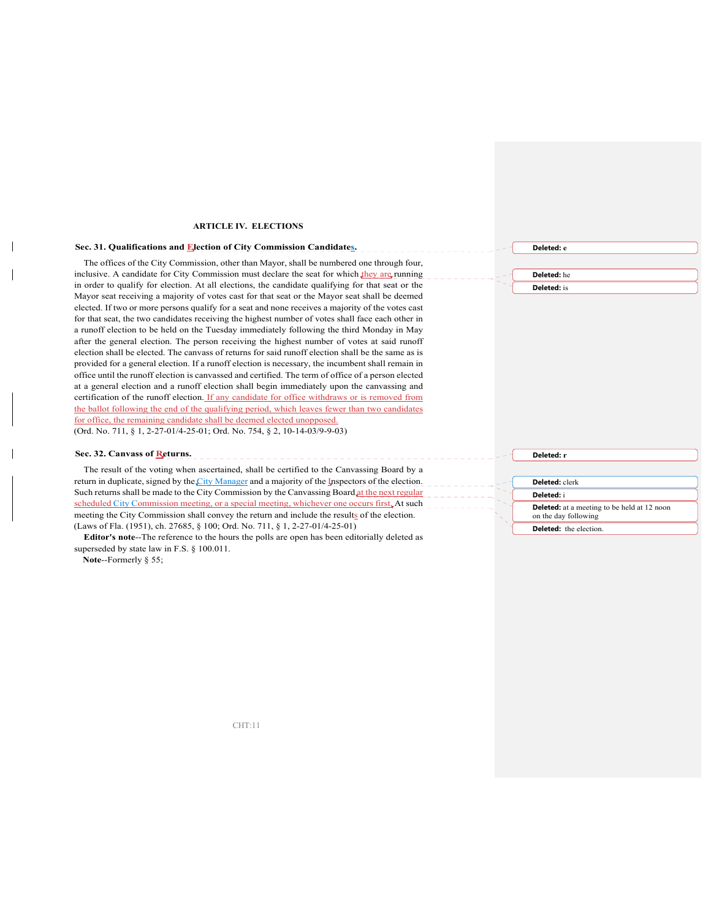### ARTICLE IV. ELECTIONS

**Sec. 31. Qualifications and Election of City Commission Candidates.**

The offices of the City Commission, other than Mayor, shall be numbered one through four, inclusive. A candidate for City Commission must declare the seat for which they are running in order to qualify for election. At all elections, the candidate qualifying for that seat or the Mayor seat receiving a majority of votes cast for that seat or the Mayor seat shall be deemed elected. If two or more persons qualify for a seat and none receives a majority of the votes cast for that seat, the two candidates receiving the highest number of votes shall face each other in a runoff election to be held on the Tuesday immediately following the third Monday in May after the general election. The person receiving the highest number of votes at said runoff election shall be elected. The canvass of returns for said runoff election shall be the same as is provided for a general election. If a runoff election is necessary, the incumbent shall remain in office until the runoff election is canvassed and certified. The term of office of a person elected at a general election and a runoff election shall begin immediately upon the canvassing and certification of the runoff election. If any candidate for office withdraws or is removed from the ballot following the end of the qualifying period, which leaves fewer than two candidates for office, the remaining candidate shall be deemed elected unopposed.

(Ord. No. 711, § 1, 2-27-01/4-25-01; Ord. No. 754, § 2, 10-14-03/9-9-03)

**Sec. 32. Canvass of Returns.**

The result of the voting when ascertained, shall be certified to the Canvassing Board by a return in duplicate, signed by the City Manager and a majority of the Inspectors of the election. Such returns shall be made to the City Commission by the Canvassing Board at the next regular scheduled City Commission meeting, or a special meeting, whichever one occurs first. At such meeting the City Commission shall convey the return and include the results of the election.

(Laws of Fla. (1951), ch. 27685, § 100; Ord. No. 711, § 1, 2-27-01/4-25-01)

**Editor's note**--The reference to the hours the polls are open has been editorially deleted as superseded by state law in F.S. § 100.011.

**Note**--Formerly § 55;

Deleted: e

Deleted: he

Deleted: is

Deleted: r

Deleted: clerk

Deleted: i

Deleted: at a meeting to be held at 12 noon on the day following

Deleted: the election.